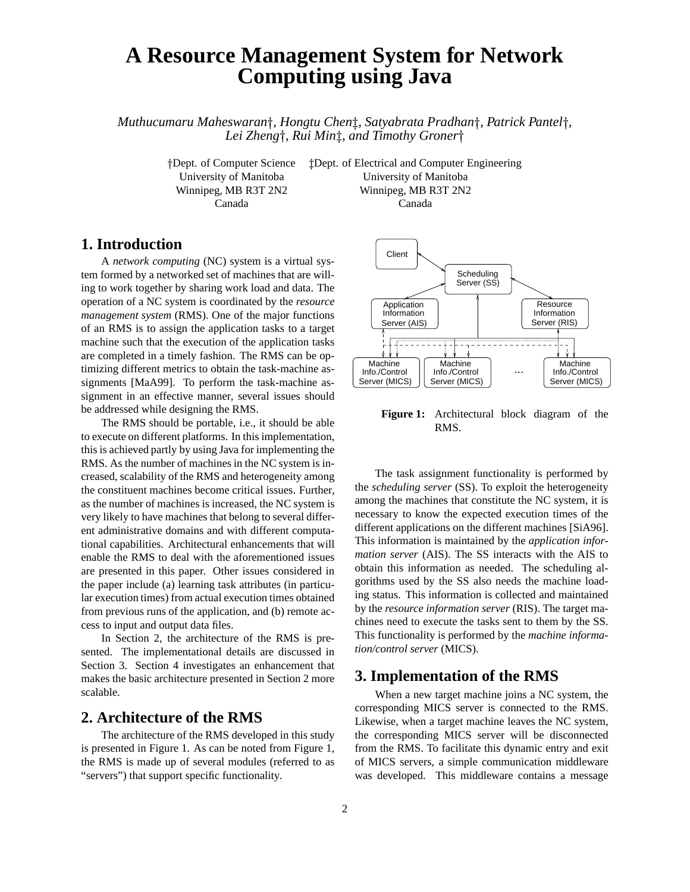# A Resource Management System for Network Computing using Java

*Muthucumaru Maheswaran†, Hongtu Chen‡, Satyabrata Pradhan†, Patrick Pantel†, Lei Zheng†, Rui Min‡, and Timothy Groner†*

†Dept. of Computer Science
University of Manitoba
Winnipeg, MB R3T 2N2
Canada

‡Dept. of Electrical and Computer Engineering
University of Manitoba
Winnipeg, MB R3T 2N2
Canada

## 1. Introduction

A *network computing* (NC) system is a virtual system formed by a networked set of machines that are willing to work together by sharing work load and data. The operation of a NC system is coordinated by the *resource management system* (RMS). One of the major functions of an RMS is to assign the application tasks to a target machine such that the execution of the application tasks are completed in a timely fashion. The RMS can be optimizing different metrics to obtain the task-machine assignments [MaA99]. To perform the task-machine assignment in an effective manner, several issues should be addressed while designing the RMS.

The RMS should be portable, i.e., it should be able to execute on different platforms. In this implementation, this is achieved partly by using Java for implementing the RMS. As the number of machines in the NC system is increased, scalability of the RMS and heterogeneity among the constituent machines become critical issues. Further, as the number of machines is increased, the NC system is very likely to have machines that belong to several different administrative domains and with different computational capabilities. Architectural enhancements that will enable the RMS to deal with the aforementioned issues are presented in this paper. Other issues considered in the paper include (a) learning task attributes (in particular execution times) from actual execution times obtained from previous runs of the application, and (b) remote access to input and output data files.

In Section 2, the architecture of the RMS is presented. The implementational details are discussed in Section 3. Section 4 investigates an enhancement that makes the basic architecture presented in Section 2 more scalable.

## 2. Architecture of the RMS

The architecture of the RMS developed in this study is presented in Figure 1. As can be noted from Figure 1, the RMS is made up of several modules (referred to as "servers") that support specific functionality.

**Figure 1:** Architectural block diagram of the RMS.

The task assignment functionality is performed by the *scheduling server* (SS). To exploit the heterogeneity among the machines that constitute the NC system, it is necessary to know the expected execution times of the different applications on the different machines [SiA96]. This information is maintained by the *application information server* (AIS). The SS interacts with the AIS to obtain this information as needed. The scheduling algorithms used by the SS also needs the machine loading status. This information is collected and maintained by the *resource information server* (RIS). The target machines need to execute the tasks sent to them by the SS. This functionality is performed by the *machine information/control server* (MICS).

## 3. Implementation of the RMS

When a new target machine joins a NC system, the corresponding MICS server is connected to the RMS. Likewise, when a target machine leaves the NC system, the corresponding MICS server will be disconnected from the RMS. To facilitate this dynamic entry and exit of MICS servers, a simple communication middleware was developed. This middleware contains a message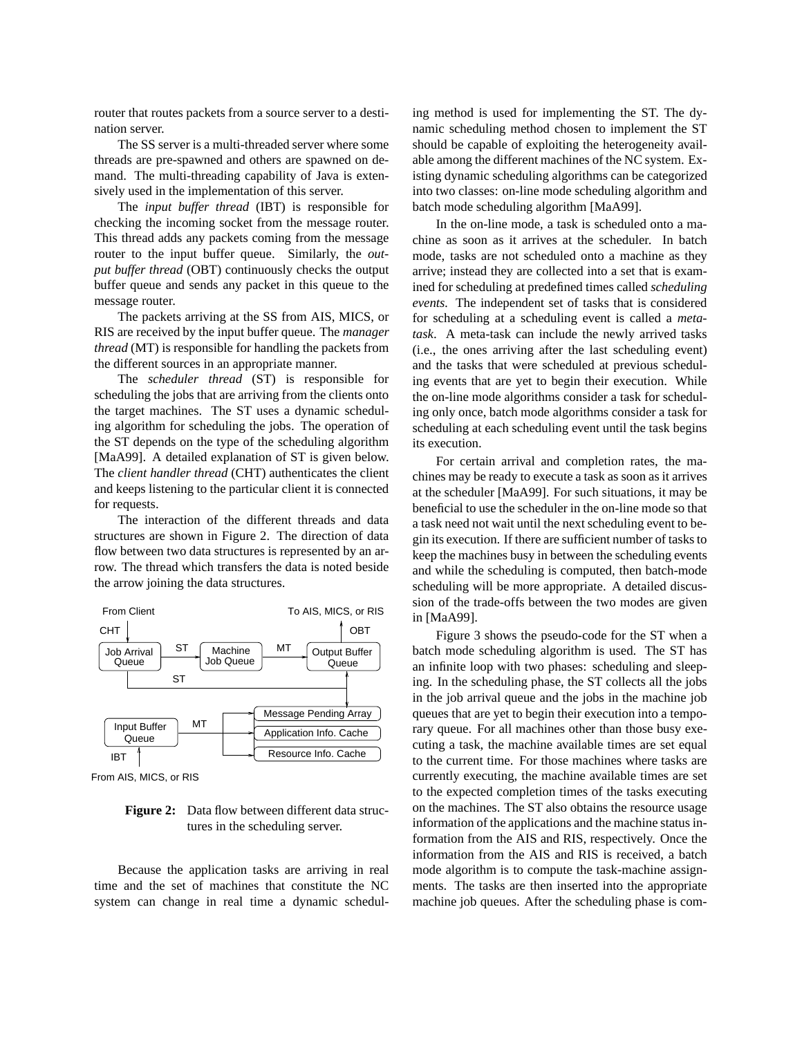router that routes packets from a source server to a destination server.

The SS server is a multi-threaded server where some threads are pre-spawned and others are spawned on demand. The multi-threading capability of Java is extensively used in the implementation of this server.

The *input buffer thread* (IBT) is responsible for checking the incoming socket from the message router. This thread adds any packets coming from the message router to the input buffer queue. Similarly, the *output buffer thread* (OBT) continuously checks the output buffer queue and sends any packet in this queue to the message router.

The packets arriving at the SS from AIS, MICS, or RIS are received by the input buffer queue. The *manager thread* (MT) is responsible for handling the packets from the different sources in an appropriate manner.

The *scheduler thread* (ST) is responsible for scheduling the jobs that are arriving from the clients onto the target machines. The ST uses a dynamic scheduling algorithm for scheduling the jobs. The operation of the ST depends on the type of the scheduling algorithm [MaA99]. A detailed explanation of ST is given below. The *client handler thread* (CHT) authenticates the client and keeps listening to the particular client it is connected for requests.

The interaction of the different threads and data structures are shown in Figure 2. The direction of data flow between two data structures is represented by an arrow. The thread which transfers the data is noted beside the arrow joining the data structures.

From Client — CHT → Job Arrival Queue —ST→ Machine Job Queue —MT→ Output Buffer Queue —OBT→ To AIS, MICS, or RIS; Job Arrival Queue —ST→ Output Buffer Queue

From AIS, MICS, or RIS — IBT → Input Buffer Queue —MT→ Message Pending Array, Application Info. Cache, Resource Info. Cache

**Figure 2:** Data flow between different data structures in the scheduling server.

Because the application tasks are arriving in real time and the set of machines that constitute the NC system can change in real time a dynamic scheduling method is used for implementing the ST. The dynamic scheduling method chosen to implement the ST should be capable of exploiting the heterogeneity available among the different machines of the NC system. Existing dynamic scheduling algorithms can be categorized into two classes: on-line mode scheduling algorithm and batch mode scheduling algorithm [MaA99].

In the on-line mode, a task is scheduled onto a machine as soon as it arrives at the scheduler. In batch mode, tasks are not scheduled onto a machine as they arrive; instead they are collected into a set that is examined for scheduling at predefined times called *scheduling events*. The independent set of tasks that is considered for scheduling at a scheduling event is called a *meta-task*. A meta-task can include the newly arrived tasks (i.e., the ones arriving after the last scheduling event) and the tasks that were scheduled at previous scheduling events that are yet to begin their execution. While the on-line mode algorithms consider a task for scheduling only once, batch mode algorithms consider a task for scheduling at each scheduling event until the task begins its execution.

For certain arrival and completion rates, the machines may be ready to execute a task as soon as it arrives at the scheduler [MaA99]. For such situations, it may be beneficial to use the scheduler in the on-line mode so that a task need not wait until the next scheduling event to begin its execution. If there are sufficient number of tasks to keep the machines busy in between the scheduling events and while the scheduling is computed, then batch-mode scheduling will be more appropriate. A detailed discussion of the trade-offs between the two modes are given in [MaA99].

Figure 3 shows the pseudo-code for the ST when a batch mode scheduling algorithm is used. The ST has an infinite loop with two phases: scheduling and sleeping. In the scheduling phase, the ST collects all the jobs in the job arrival queue and the jobs in the machine job queues that are yet to begin their execution into a temporary queue. For all machines other than those busy executing a task, the machine available times are set equal to the current time. For those machines where tasks are currently executing, the machine available times are set to the expected completion times of the tasks executing on the machines. The ST also obtains the resource usage information of the applications and the machine status information from the AIS and RIS, respectively. Once the information from the AIS and RIS is received, a batch mode algorithm is to compute the task-machine assignments. The tasks are then inserted into the appropriate machine job queues. After the scheduling phase is com-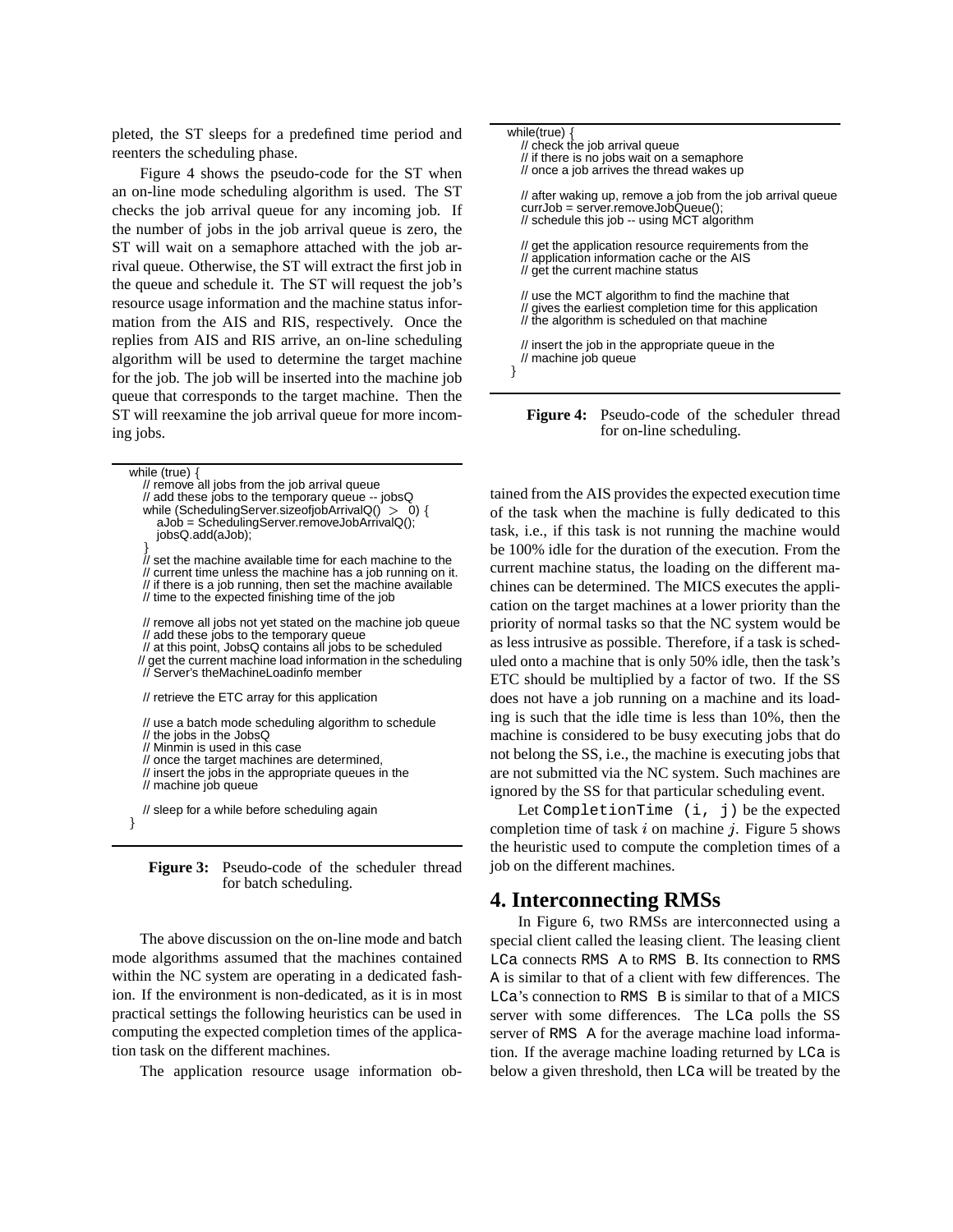pleted, the ST sleeps for a predefined time period and reenters the scheduling phase.

Figure 4 shows the pseudo-code for the ST when an on-line mode scheduling algorithm is used. The ST checks the job arrival queue for any incoming job. If the number of jobs in the job arrival queue is zero, the ST will wait on a semaphore attached with the job arrival queue. Otherwise, the ST will extract the first job in the queue and schedule it. The ST will request the job's resource usage information and the machine status information from the AIS and RIS, respectively. Once the replies from AIS and RIS arrive, an on-line scheduling algorithm will be used to determine the target machine for the job. The job will be inserted into the machine job queue that corresponds to the target machine. Then the ST will reexamine the job arrival queue for more incoming jobs.

```
while (true) {
   // remove all jobs from the job arrival queue
   // add these jobs to the temporary queue -- jobsQ
   while (SchedulingServer.sizeofjobArrivalQ() > 0) {
      aJob = SchedulingServer.removeJobArrivalQ();
      jobsQ.add(aJob);
   }
   // set the machine available time for each machine to the
   // current time unless the machine has a job running on it.
   // if there is a job running, then set the machine available
   // time to the expected finishing time of the job

   // remove all jobs not yet stated on the machine job queue
   // add these jobs to the temporary queue
   // at this point, JobsQ contains all jobs to be scheduled
  // get the current machine load information in the scheduling
   // Server's theMachineLoadinfo member

   // retrieve the ETC array for this application

   // use a batch mode scheduling algorithm to schedule
   // the jobs in the JobsQ
   // Minmin is used in this case
   // once the target machines are determined,
   // insert the jobs in the appropriate queues in the
   // machine job queue

   // sleep for a while before scheduling again
}
```

**Figure 3:** Pseudo-code of the scheduler thread for batch scheduling.

The above discussion on the on-line mode and batch mode algorithms assumed that the machines contained within the NC system are operating in a dedicated fashion. If the environment is non-dedicated, as it is in most practical settings the following heuristics can be used in computing the expected completion times of the application task on the different machines.

```
while(true) {
   // check the job arrival queue
   // if there is no jobs wait on a semaphore
   // once a job arrives the thread wakes up

   // after waking up, remove a job from the job arrival queue
   currJob = server.removeJobQueue();
   // schedule this job -- using MCT algorithm

   // get the application resource requirements from the
   // application information cache or the AIS
   // get the current machine status

   // use the MCT algorithm to find the machine that
   // gives the earliest completion time for this application
   // the algorithm is scheduled on that machine

   // insert the job in the appropriate queue in the
   // machine job queue
}
```

**Figure 4:** Pseudo-code of the scheduler thread for on-line scheduling.

The application resource usage information obtained from the AIS provides the expected execution time of the task when the machine is fully dedicated to this task, i.e., if this task is not running the machine would be 100% idle for the duration of the execution. From the current machine status, the loading on the different machines can be determined. The MICS executes the application on the target machines at a lower priority than the priority of normal tasks so that the NC system would be as less intrusive as possible. Therefore, if a task is scheduled onto a machine that is only 50% idle, then the task's ETC should be multiplied by a factor of two. If the SS does not have a job running on a machine and its loading is such that the idle time is less than 10%, then the machine is considered to be busy executing jobs that do not belong the SS, i.e., the machine is executing jobs that are not submitted via the NC system. Such machines are ignored by the SS for that particular scheduling event.

Let `CompletionTime (i, j)` be the expected completion time of task $i$ on machine $j$. Figure 5 shows the heuristic used to compute the completion times of a job on the different machines.

## 4. Interconnecting RMSs

In Figure 6, two RMSs are interconnected using a special client called the leasing client. The leasing client `LCa` connects `RMS A` to `RMS B`. Its connection to `RMS A` is similar to that of a client with few differences. The `LCa`'s connection to `RMS B` is similar to that of a MICS server with some differences. The `LCa` polls the SS server of `RMS A` for the average machine load information. If the average machine loading returned by `LCa` is below a given threshold, then `LCa` will be treated by the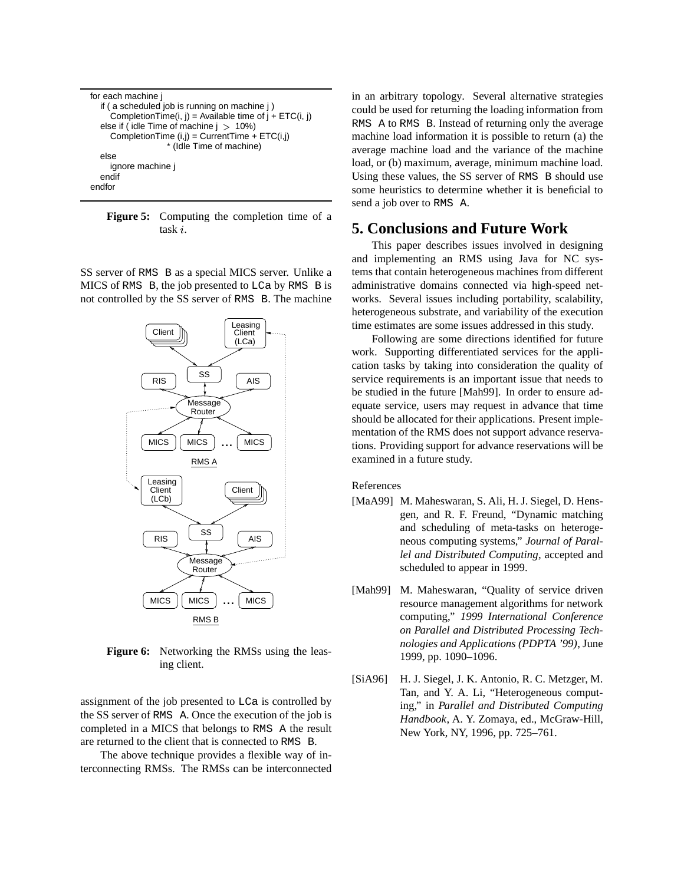```
for each machine j
   if ( a scheduled job is running on machine j )
      CompletionTime(i, j) = Available time of j + ETC(i, j)
   else if ( idle Time of machine j > 10%)
      CompletionTime (i,j) = CurrentTime + ETC(i,j)
                     * (Idle Time of machine)
   else
      ignore machine j
   endif
endfor
```

**Figure 5:** Computing the completion time of a task $i$.

SS server of `RMS B` as a special MICS server. Unlike a MICS of `RMS B`, the job presented to `LCa` by `RMS B` is not controlled by the SS server of `RMS B`. The machine assignment of the job presented to `LCa` is controlled by the SS server of `RMS A`. Once the execution of the job is completed in a MICS that belongs to `RMS A` the result are returned to the client that is connected to `RMS B`.

Client
Leasing Client (LCa)
SS
RIS
AIS
Message Router
MICS
MICS
...
MICS
RMS A
Leasing Client (LCb)
Client
SS
RIS
AIS
Message Router
MICS
MICS
...
MICS
RMS B

**Figure 6:** Networking the RMSs using the leasing client.

The above technique provides a flexible way of interconnecting RMSs. The RMSs can be interconnected in an arbitrary topology. Several alternative strategies could be used for returning the loading information from `RMS A` to `RMS B`. Instead of returning only the average machine load information it is possible to return (a) the average machine load and the variance of the machine load, or (b) maximum, average, minimum machine load. Using these values, the SS server of `RMS B` should use some heuristics to determine whether it is beneficial to send a job over to `RMS A`.

# 5. Conclusions and Future Work

This paper describes issues involved in designing and implementing an RMS using Java for NC systems that contain heterogeneous machines from different administrative domains connected via high-speed networks. Several issues including portability, scalability, heterogeneous substrate, and variability of the execution time estimates are some issues addressed in this study.

Following are some directions identified for future work. Supporting differentiated services for the application tasks by taking into consideration the quality of service requirements is an important issue that needs to be studied in the future [Mah99]. In order to ensure adequate service, users may request in advance that time should be allocated for their applications. Present implementation of the RMS does not support advance reservations. Providing support for advance reservations will be examined in a future study.

References

[MaA99] M. Maheswaran, S. Ali, H. J. Siegel, D. Hensgen, and R. F. Freund, "Dynamic matching and scheduling of meta-tasks on heterogeneous computing systems," *Journal of Parallel and Distributed Computing*, accepted and scheduled to appear in 1999.

[Mah99] M. Maheswaran, "Quality of service driven resource management algorithms for network computing," *1999 International Conference on Parallel and Distributed Processing Technologies and Applications (PDPTA '99)*, June 1999, pp. 1090–1096.

[SiA96] H. J. Siegel, J. K. Antonio, R. C. Metzger, M. Tan, and Y. A. Li, "Heterogeneous computing," in *Parallel and Distributed Computing Handbook*, A. Y. Zomaya, ed., McGraw-Hill, New York, NY, 1996, pp. 725–761.